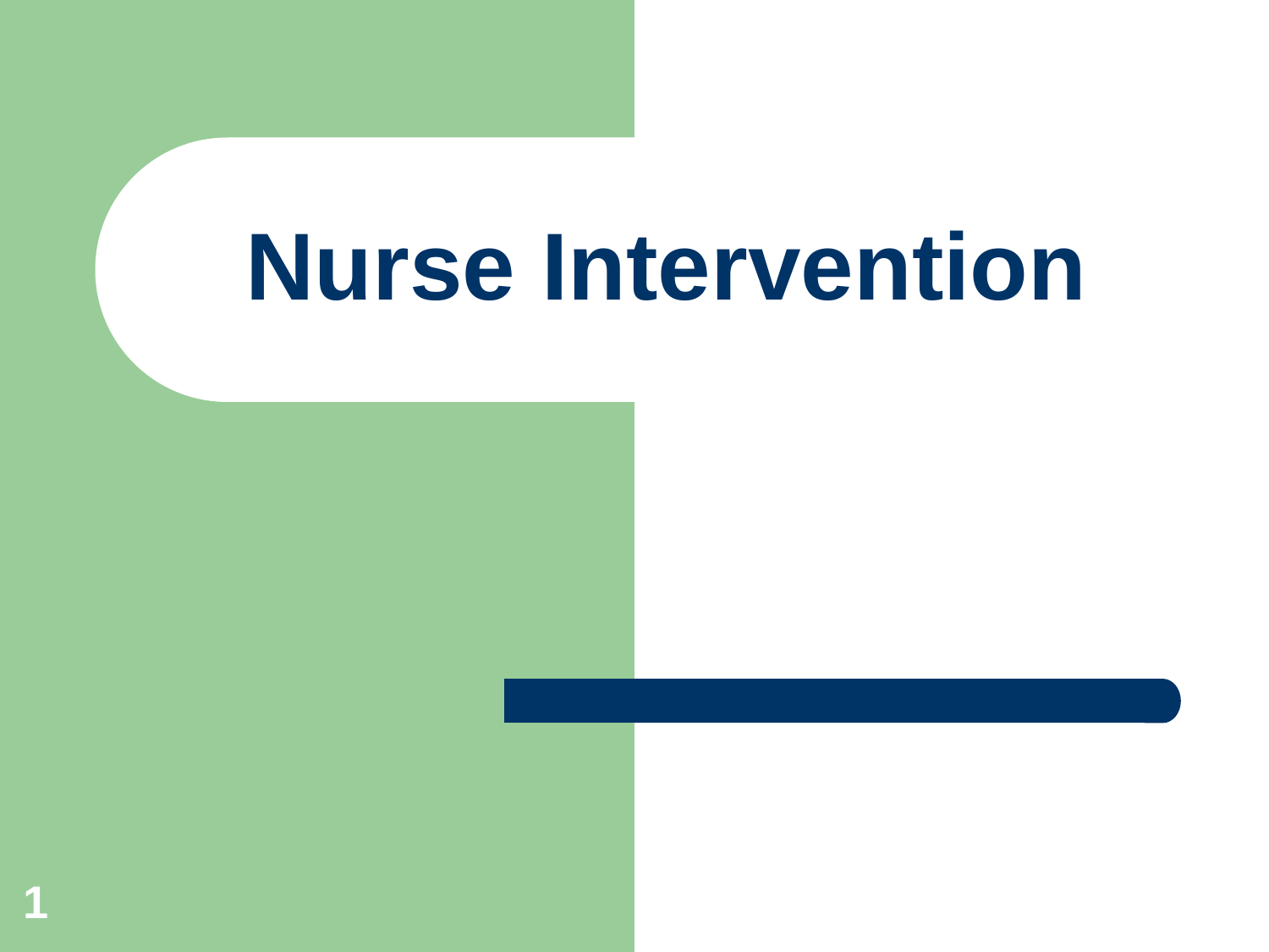# Nurse Intervention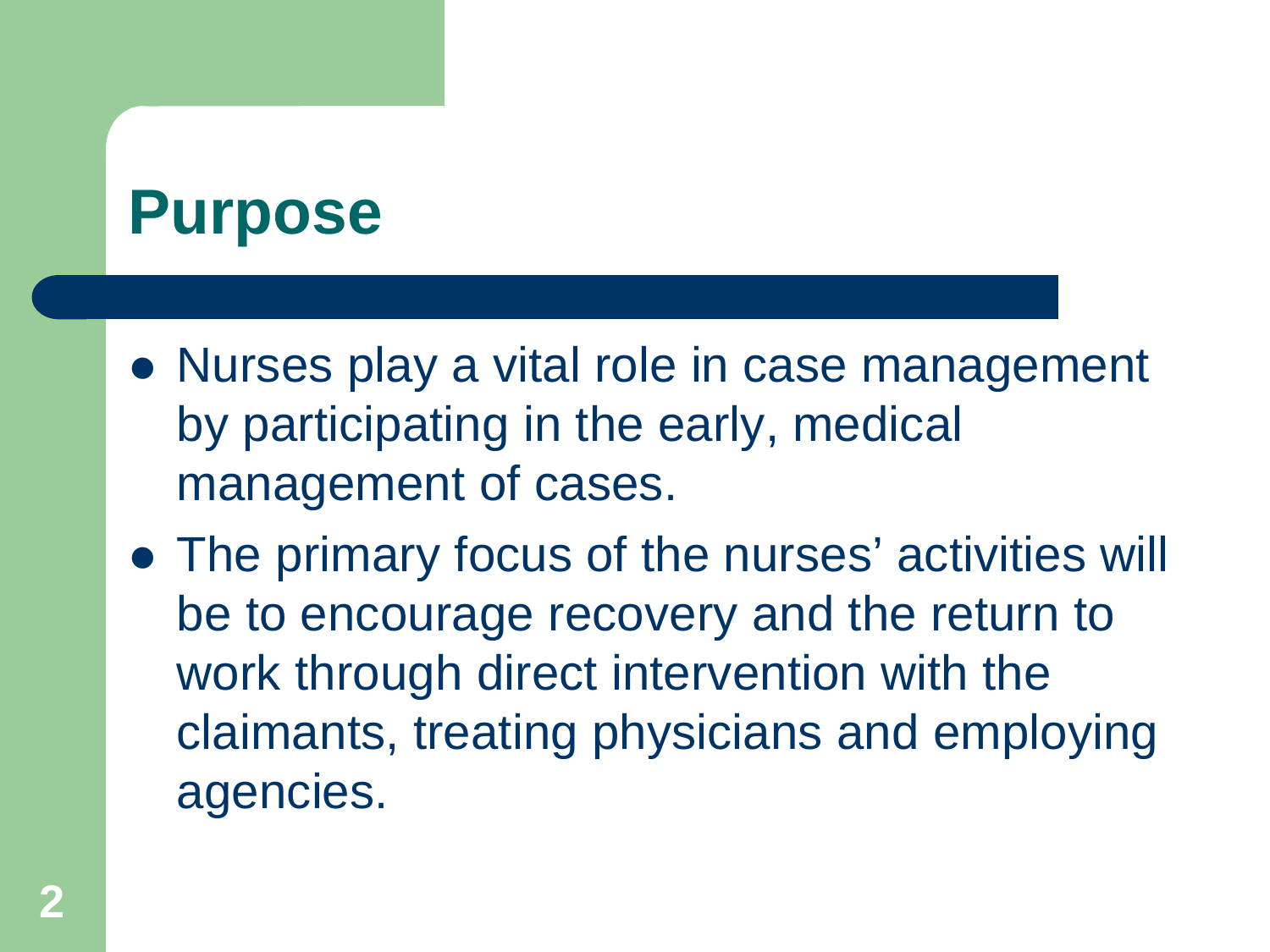# Purpose

- Nurses play a vital role in case management by participating in the early, medical management of cases.
- The primary focus of the nurses' activities will be to encourage recovery and the return to work through direct intervention with the claimants, treating physicians and employing agencies.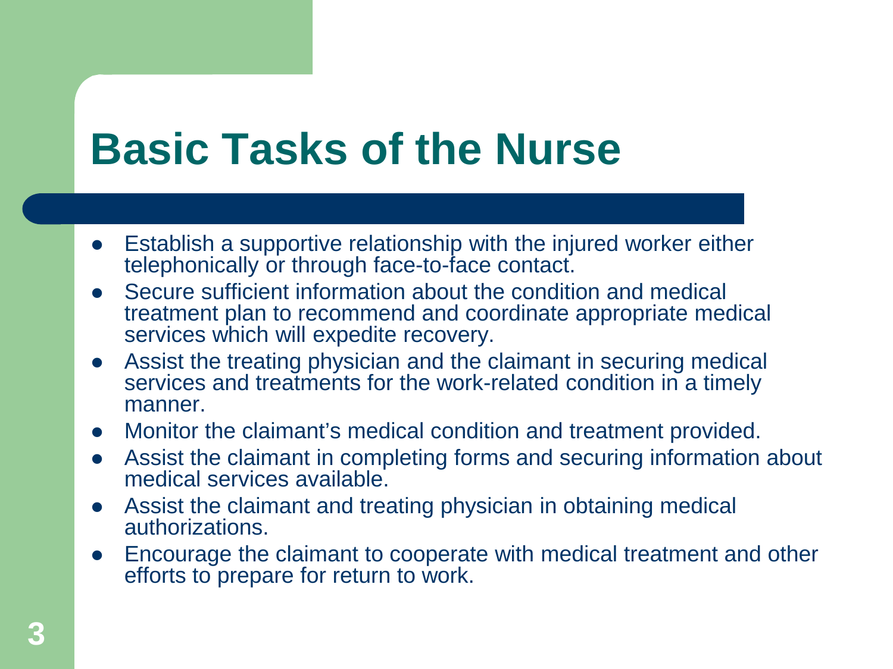# Basic Tasks of the Nurse

- Establish a supportive relationship with the injured worker either telephonically or through face-to-face contact.
- Secure sufficient information about the condition and medical treatment plan to recommend and coordinate appropriate medical services which will expedite recovery.
- Assist the treating physician and the claimant in securing medical services and treatments for the work-related condition in a timely manner.
- Monitor the claimant's medical condition and treatment provided.
- Assist the claimant in completing forms and securing information about medical services available.
- Assist the claimant and treating physician in obtaining medical authorizations.
- Encourage the claimant to cooperate with medical treatment and other efforts to prepare for return to work.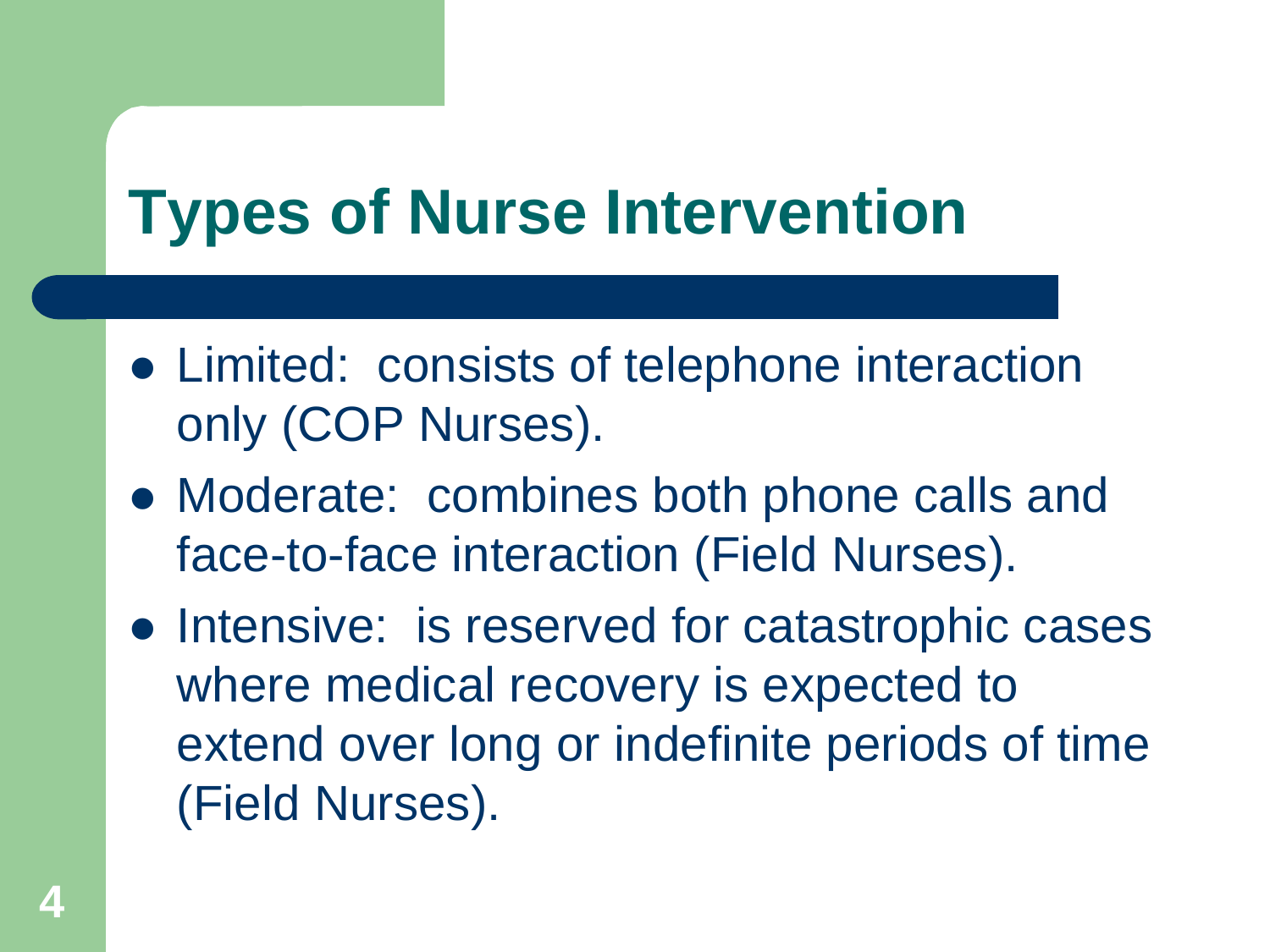# Types of Nurse Intervention

- Limited: consists of telephone interaction only (COP Nurses).
- Moderate: combines both phone calls and face-to-face interaction (Field Nurses).
- Intensive: is reserved for catastrophic cases where medical recovery is expected to extend over long or indefinite periods of time (Field Nurses).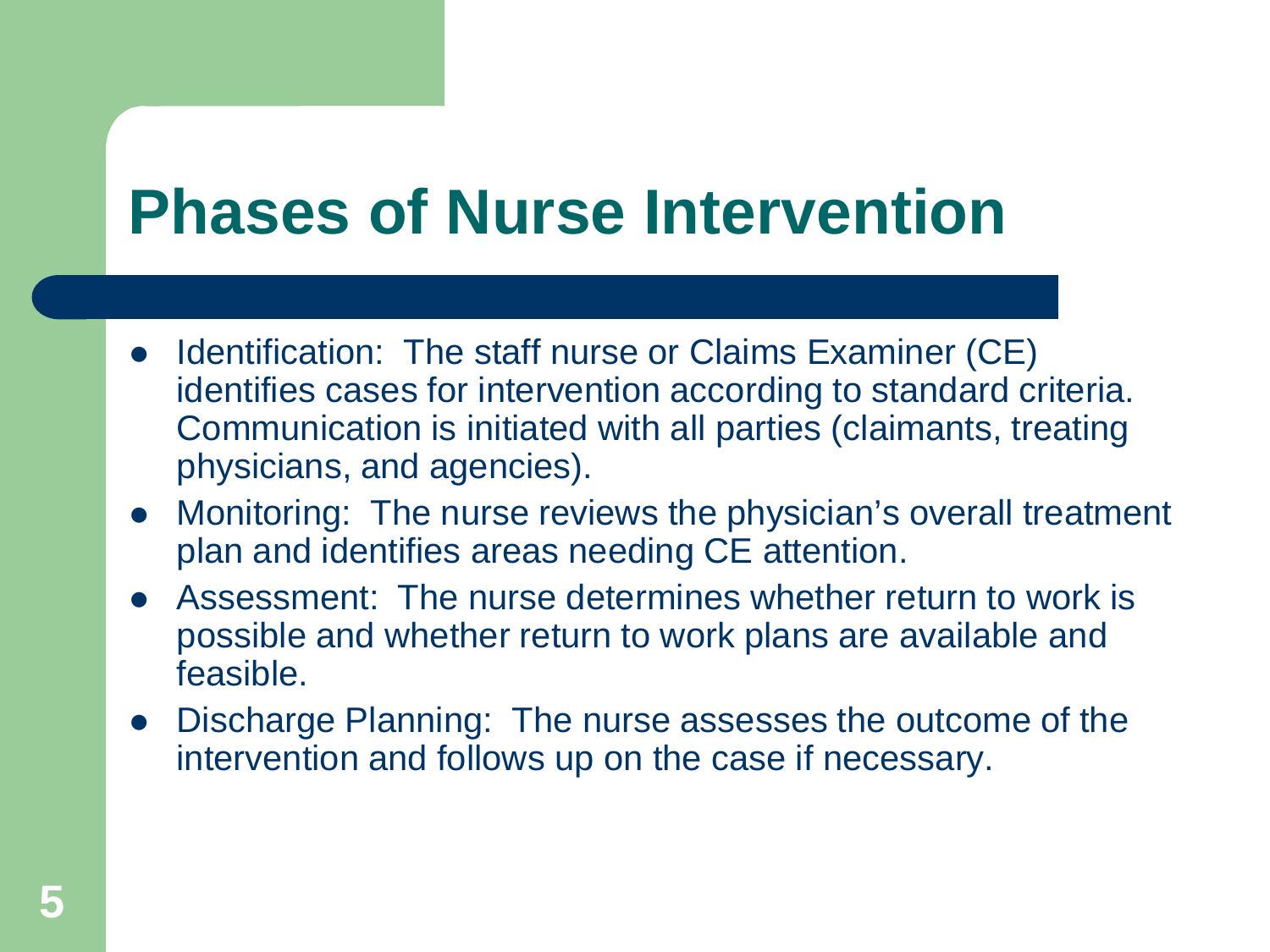# Phases of Nurse Intervention

- Identification: The staff nurse or Claims Examiner (CE) identifies cases for intervention according to standard criteria. Communication is initiated with all parties (claimants, treating physicians, and agencies).
- Monitoring: The nurse reviews the physician's overall treatment plan and identifies areas needing CE attention.
- Assessment: The nurse determines whether return to work is possible and whether return to work plans are available and feasible.
- Discharge Planning: The nurse assesses the outcome of the intervention and follows up on the case if necessary.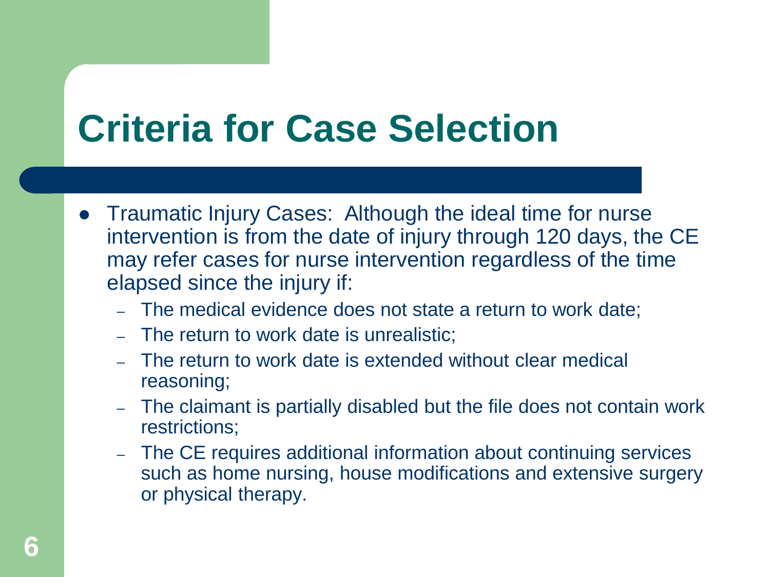# Criteria for Case Selection

- Traumatic Injury Cases: Although the ideal time for nurse intervention is from the date of injury through 120 days, the CE may refer cases for nurse intervention regardless of the time elapsed since the injury if:
  - The medical evidence does not state a return to work date;
  - The return to work date is unrealistic;
  - The return to work date is extended without clear medical reasoning;
  - The claimant is partially disabled but the file does not contain work restrictions;
  - The CE requires additional information about continuing services such as home nursing, house modifications and extensive surgery or physical therapy.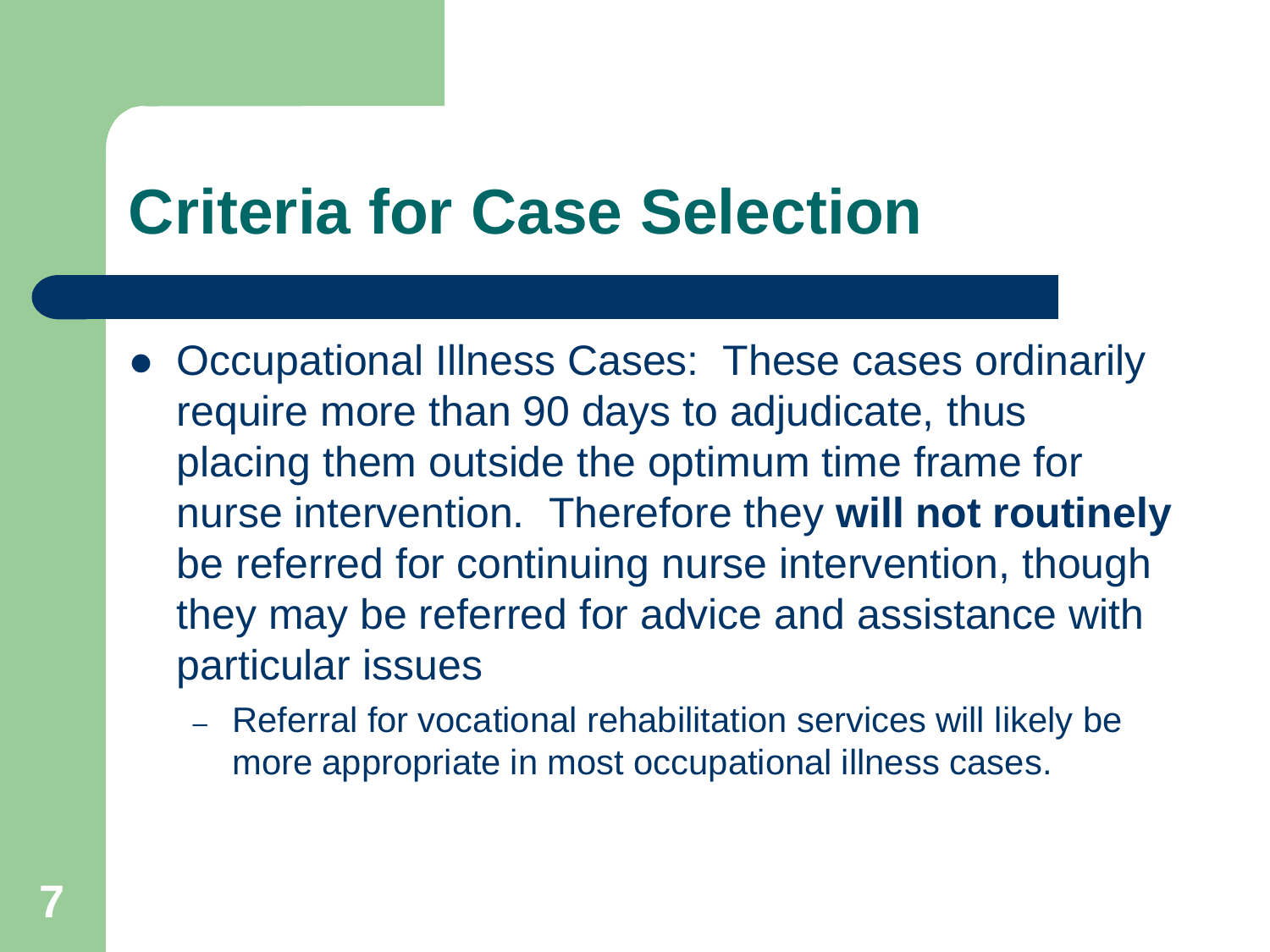# Criteria for Case Selection

- Occupational Illness Cases: These cases ordinarily require more than 90 days to adjudicate, thus placing them outside the optimum time frame for nurse intervention. Therefore they **will not routinely** be referred for continuing nurse intervention, though they may be referred for advice and assistance with particular issues
  - Referral for vocational rehabilitation services will likely be more appropriate in most occupational illness cases.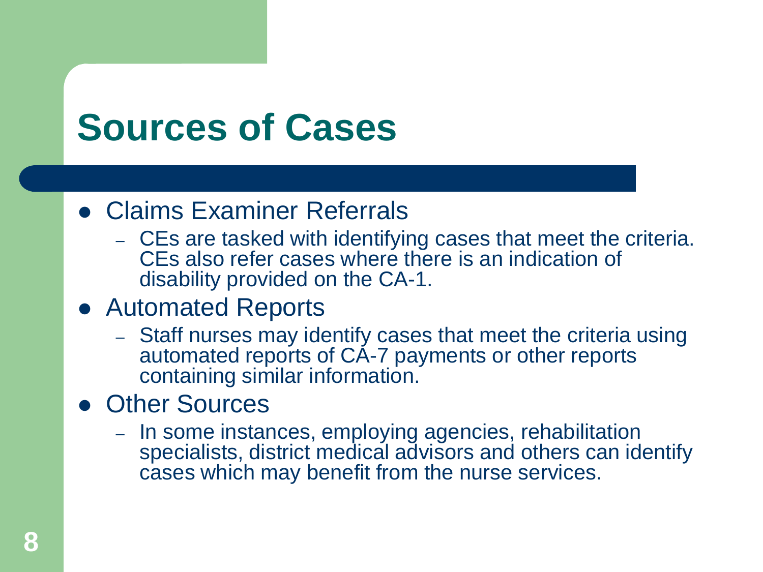# Sources of Cases

- Claims Examiner Referrals
  - CEs are tasked with identifying cases that meet the criteria. CEs also refer cases where there is an indication of disability provided on the CA-1.
- Automated Reports
  - Staff nurses may identify cases that meet the criteria using automated reports of CA-7 payments or other reports containing similar information.
- Other Sources
  - In some instances, employing agencies, rehabilitation specialists, district medical advisors and others can identify cases which may benefit from the nurse services.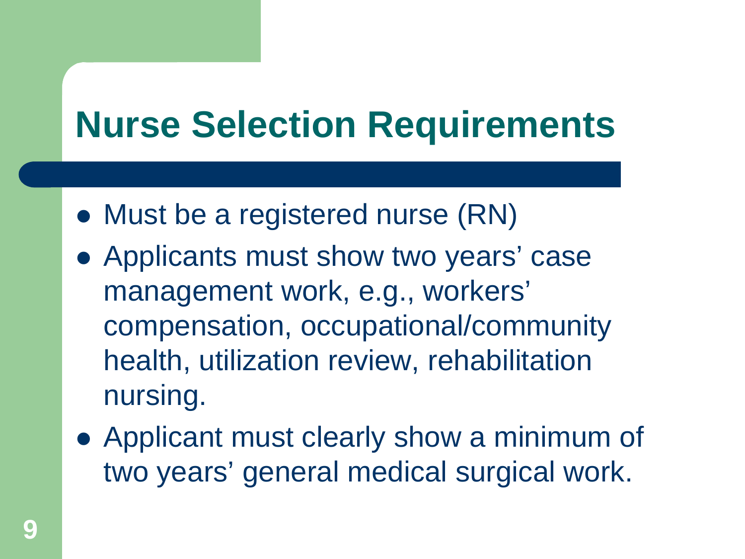# Nurse Selection Requirements

- Must be a registered nurse (RN)
- Applicants must show two years' case management work, e.g., workers' compensation, occupational/community health, utilization review, rehabilitation nursing.
- Applicant must clearly show a minimum of two years' general medical surgical work.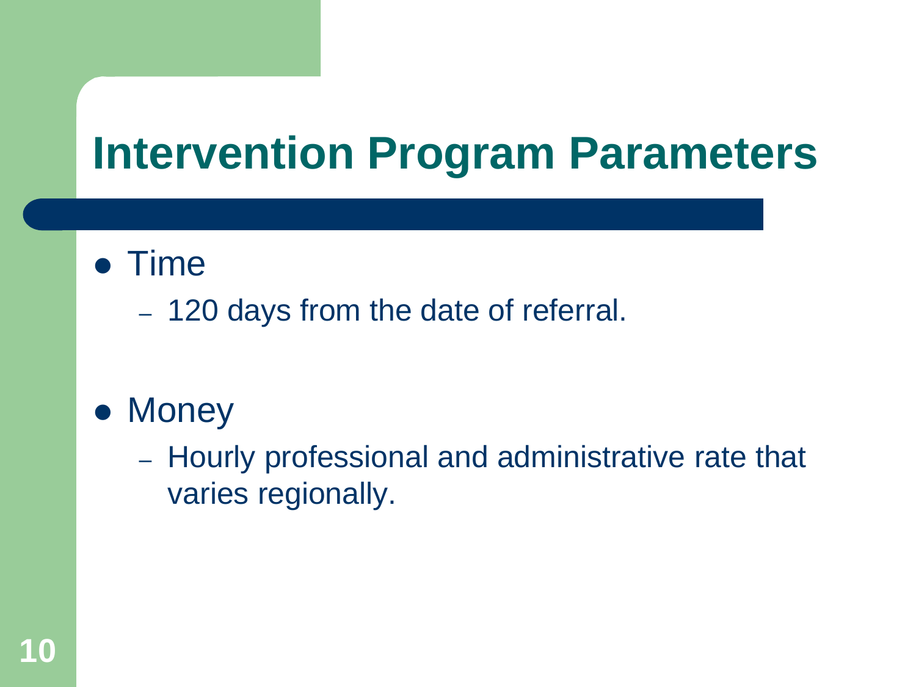# Intervention Program Parameters

- Time
  - 120 days from the date of referral.
- Money
  - Hourly professional and administrative rate that varies regionally.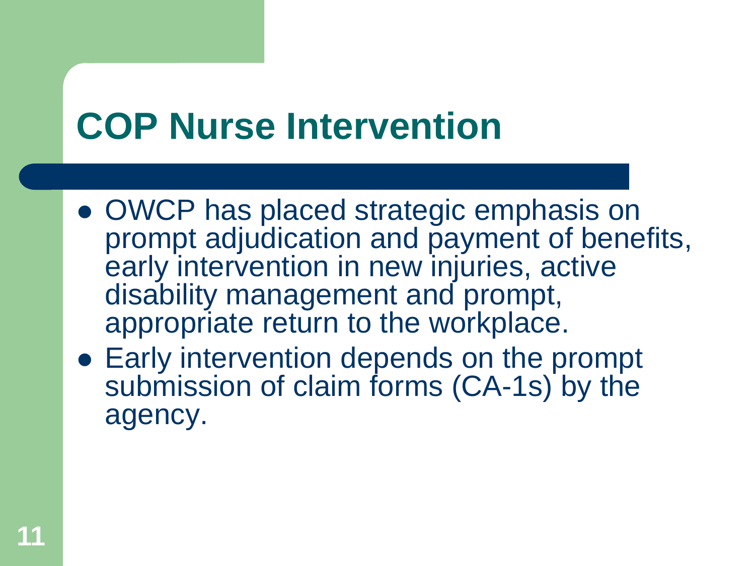# COP Nurse Intervention

- OWCP has placed strategic emphasis on prompt adjudication and payment of benefits, early intervention in new injuries, active disability management and prompt, appropriate return to the workplace.
- Early intervention depends on the prompt submission of claim forms (CA-1s) by the agency.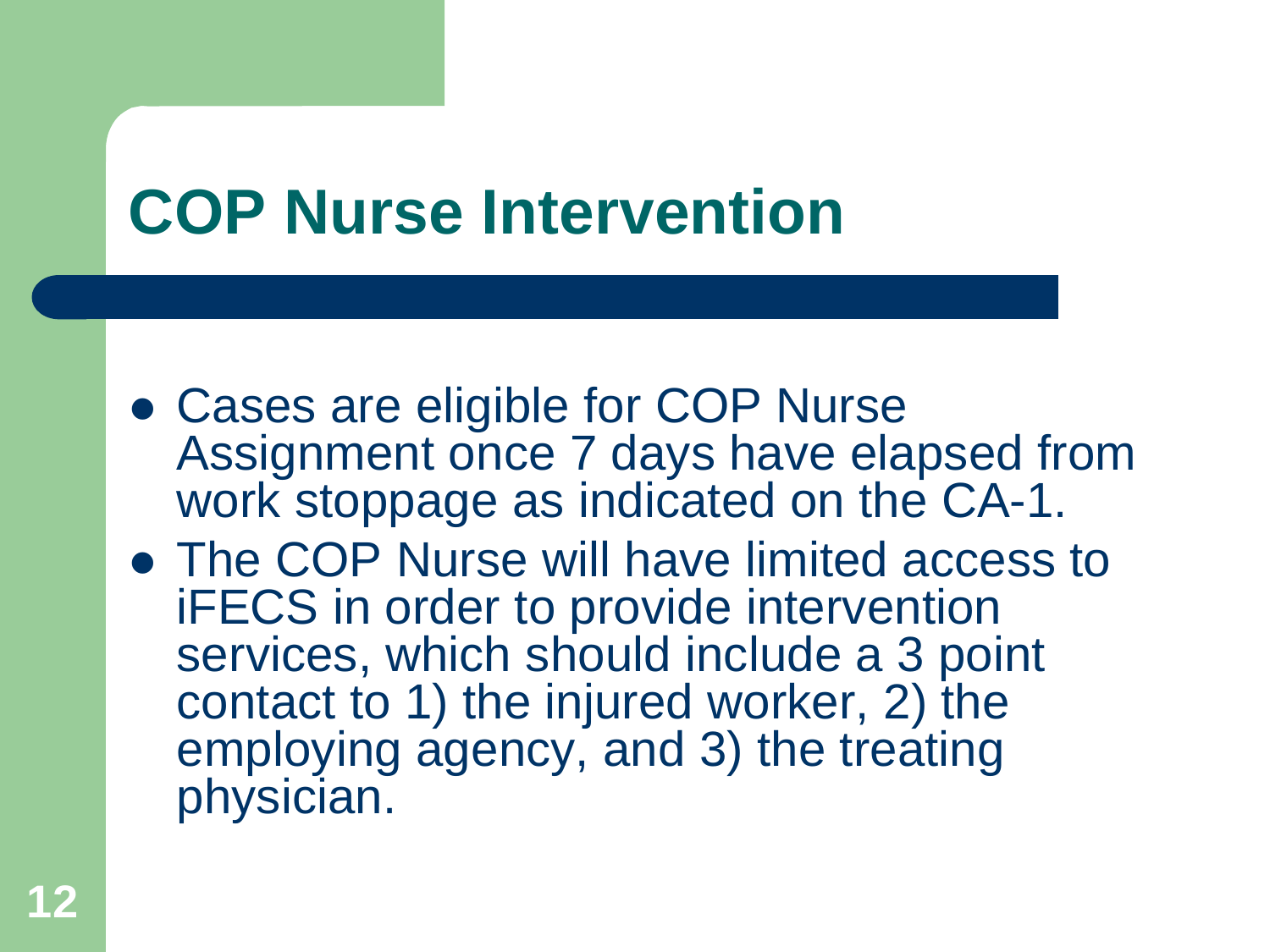# COP Nurse Intervention

- Cases are eligible for COP Nurse Assignment once 7 days have elapsed from work stoppage as indicated on the CA-1.
- The COP Nurse will have limited access to iFECS in order to provide intervention services, which should include a 3 point contact to 1) the injured worker, 2) the employing agency, and 3) the treating physician.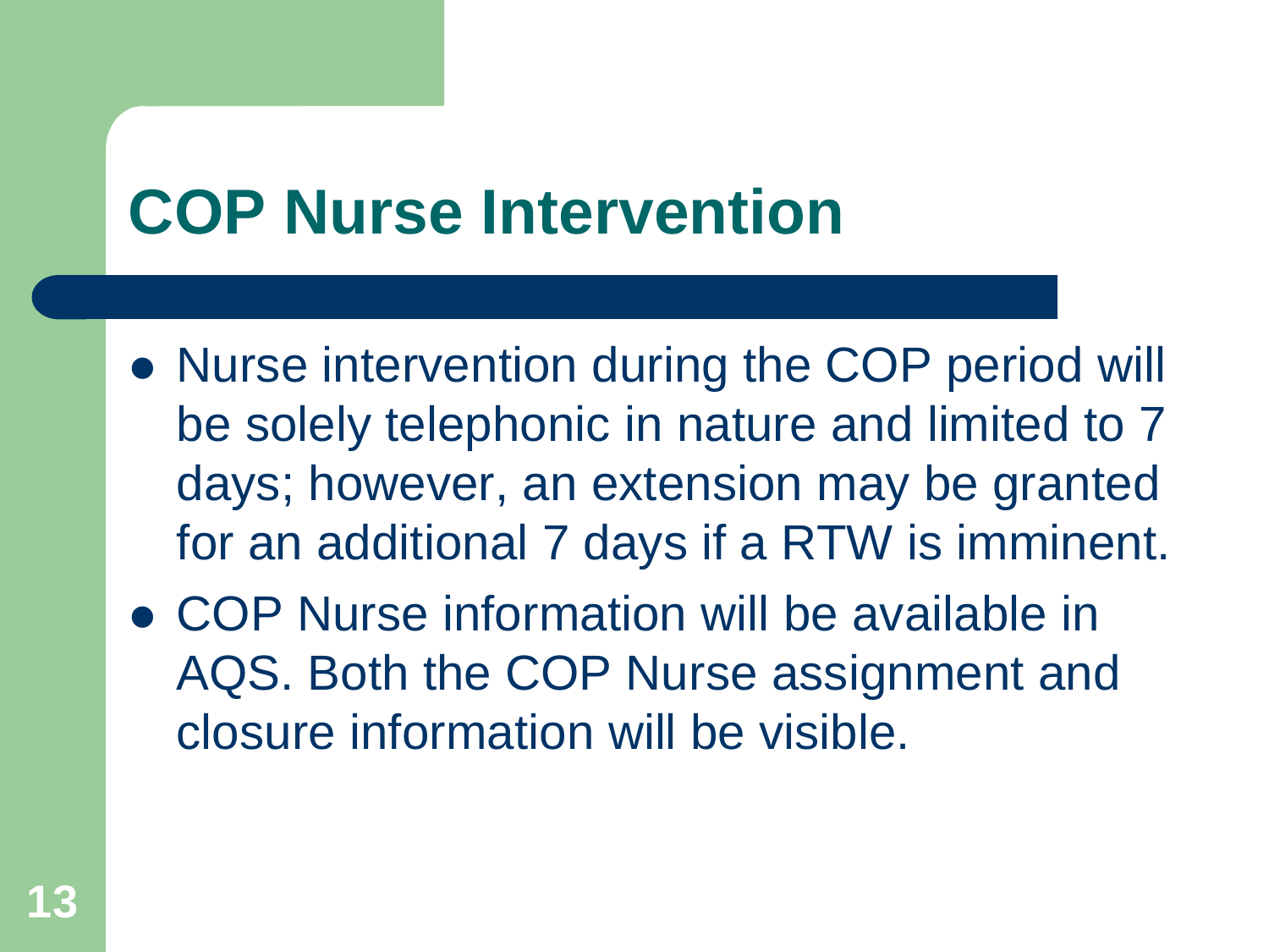# COP Nurse Intervention

- Nurse intervention during the COP period will be solely telephonic in nature and limited to 7 days; however, an extension may be granted for an additional 7 days if a RTW is imminent.
- COP Nurse information will be available in AQS. Both the COP Nurse assignment and closure information will be visible.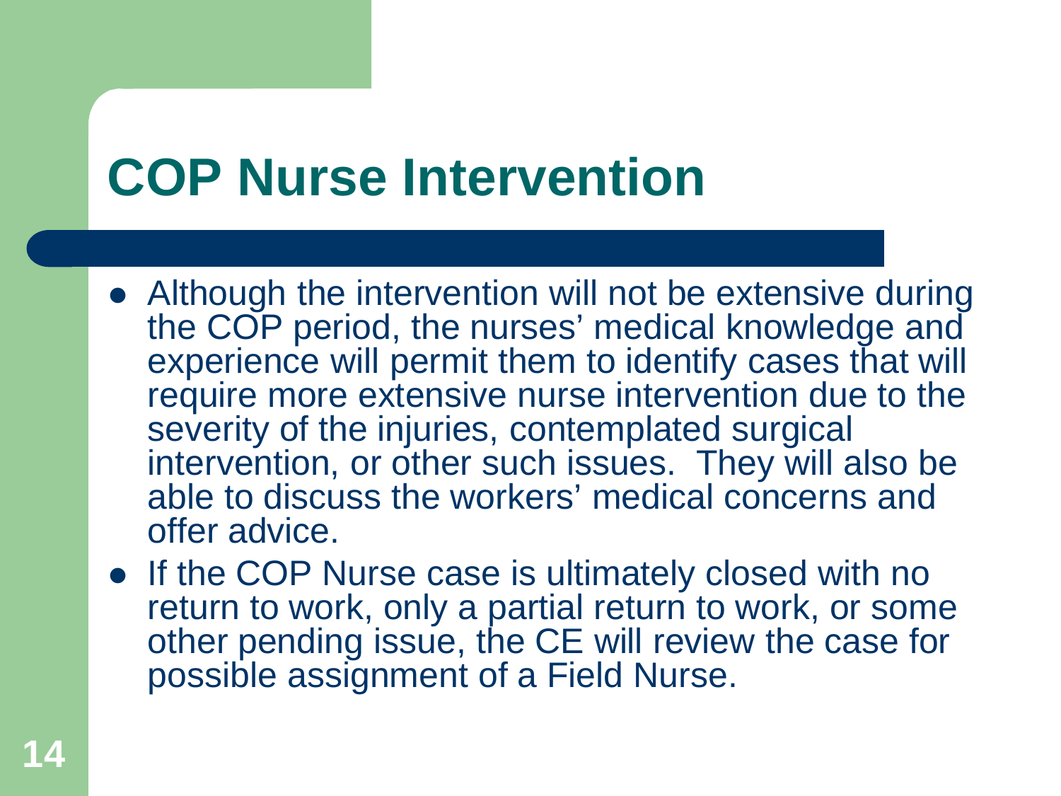# COP Nurse Intervention

- Although the intervention will not be extensive during the COP period, the nurses' medical knowledge and experience will permit them to identify cases that will require more extensive nurse intervention due to the severity of the injuries, contemplated surgical intervention, or other such issues. They will also be able to discuss the workers' medical concerns and offer advice.
- If the COP Nurse case is ultimately closed with no return to work, only a partial return to work, or some other pending issue, the CE will review the case for possible assignment of a Field Nurse.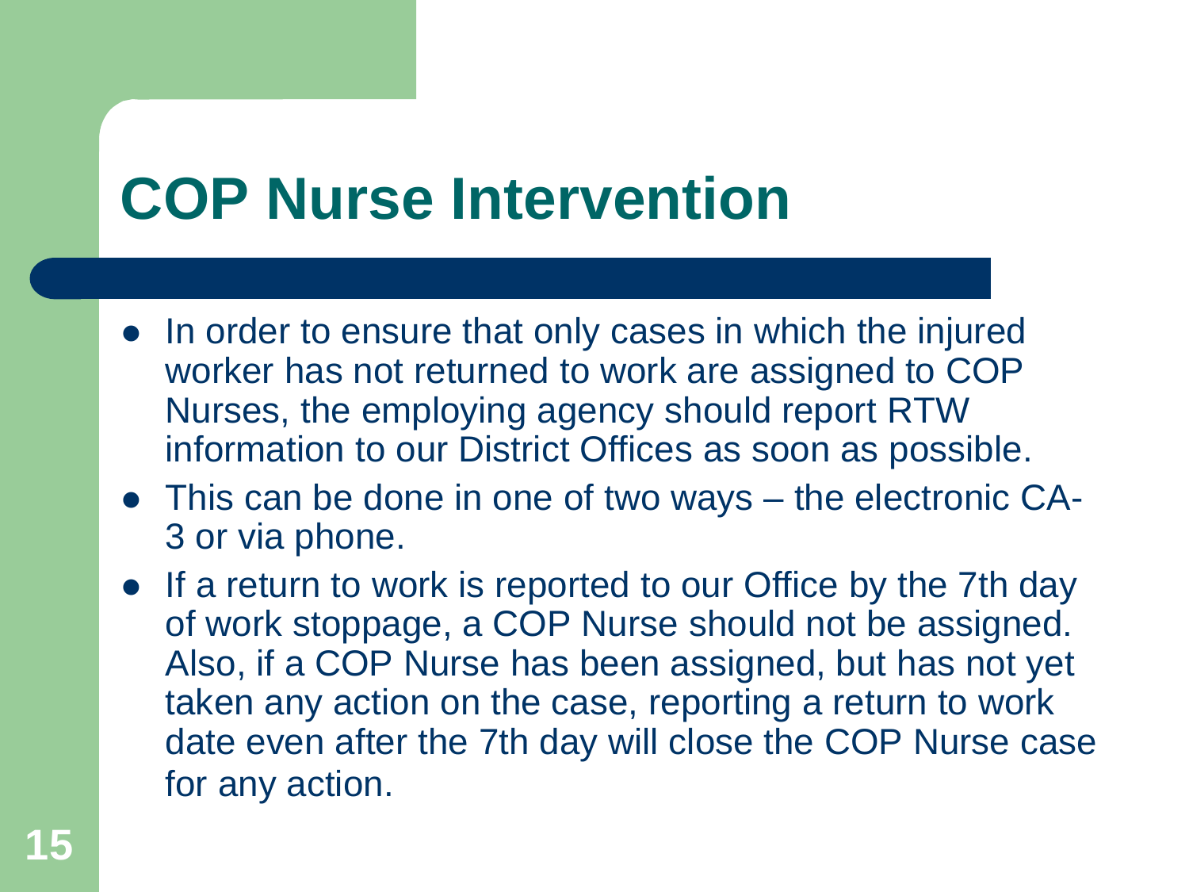# COP Nurse Intervention

- In order to ensure that only cases in which the injured worker has not returned to work are assigned to COP Nurses, the employing agency should report RTW information to our District Offices as soon as possible.
- This can be done in one of two ways – the electronic CA-3 or via phone.
- If a return to work is reported to our Office by the 7th day of work stoppage, a COP Nurse should not be assigned. Also, if a COP Nurse has been assigned, but has not yet taken any action on the case, reporting a return to work date even after the 7th day will close the COP Nurse case for any action.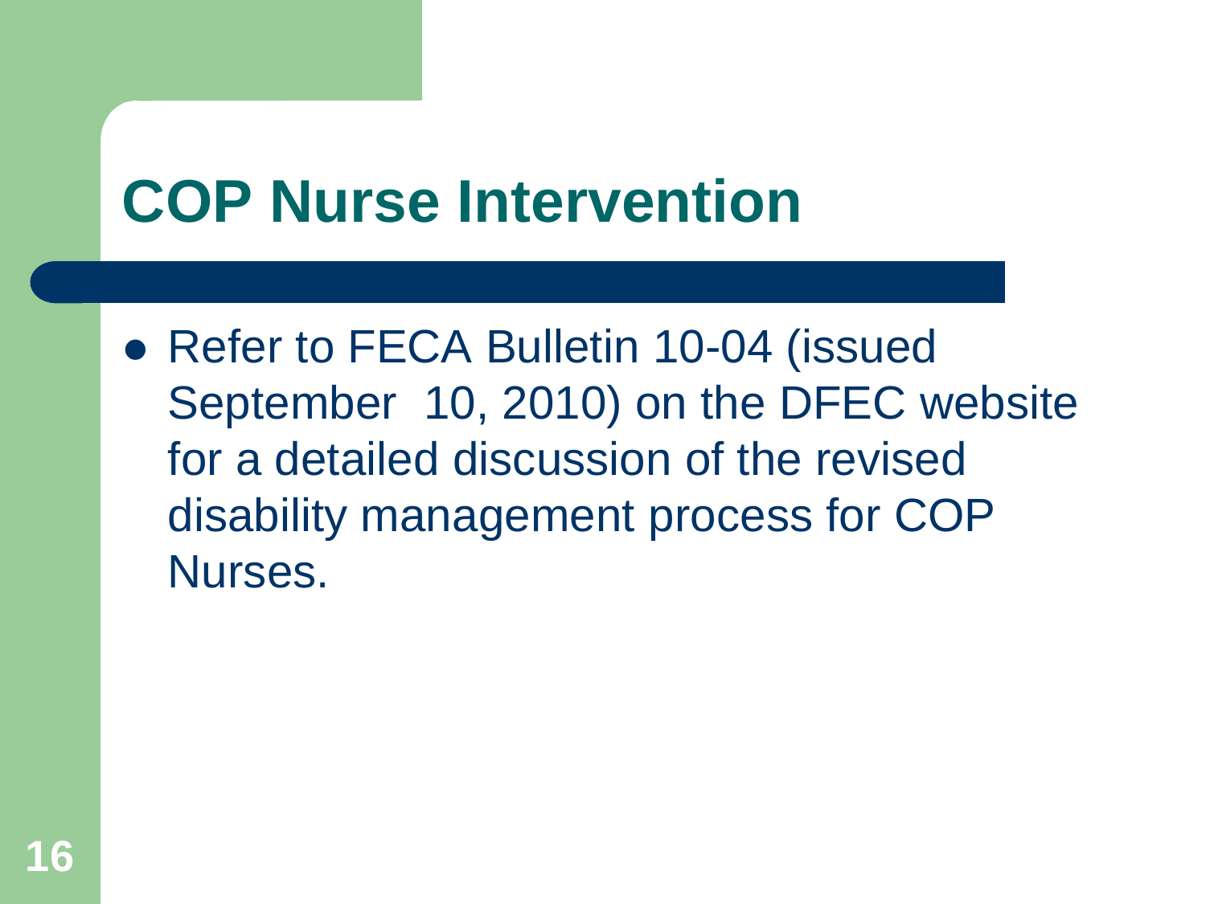# COP Nurse Intervention

- Refer to FECA Bulletin 10-04 (issued September 10, 2010) on the DFEC website for a detailed discussion of the revised disability management process for COP Nurses.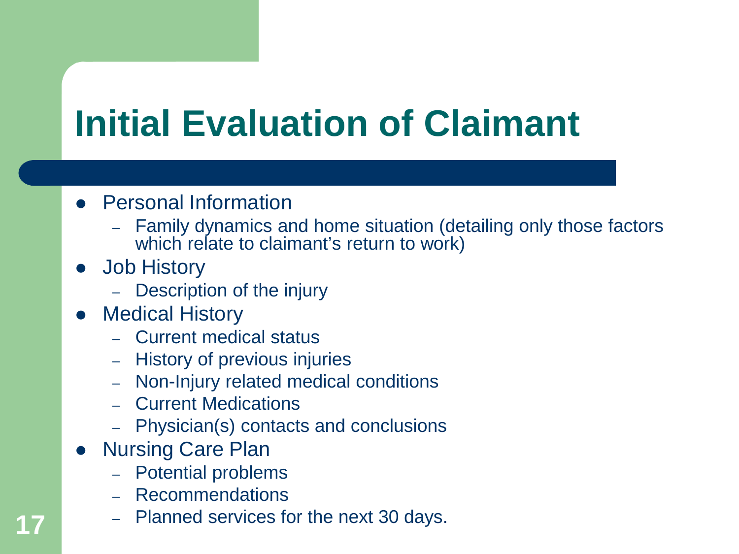# Initial Evaluation of Claimant

- Personal Information
  - Family dynamics and home situation (detailing only those factors which relate to claimant's return to work)
- Job History
  - Description of the injury
- Medical History
  - Current medical status
  - History of previous injuries
  - Non-Injury related medical conditions
  - Current Medications
  - Physician(s) contacts and conclusions
- Nursing Care Plan
  - Potential problems
  - Recommendations
  - Planned services for the next 30 days.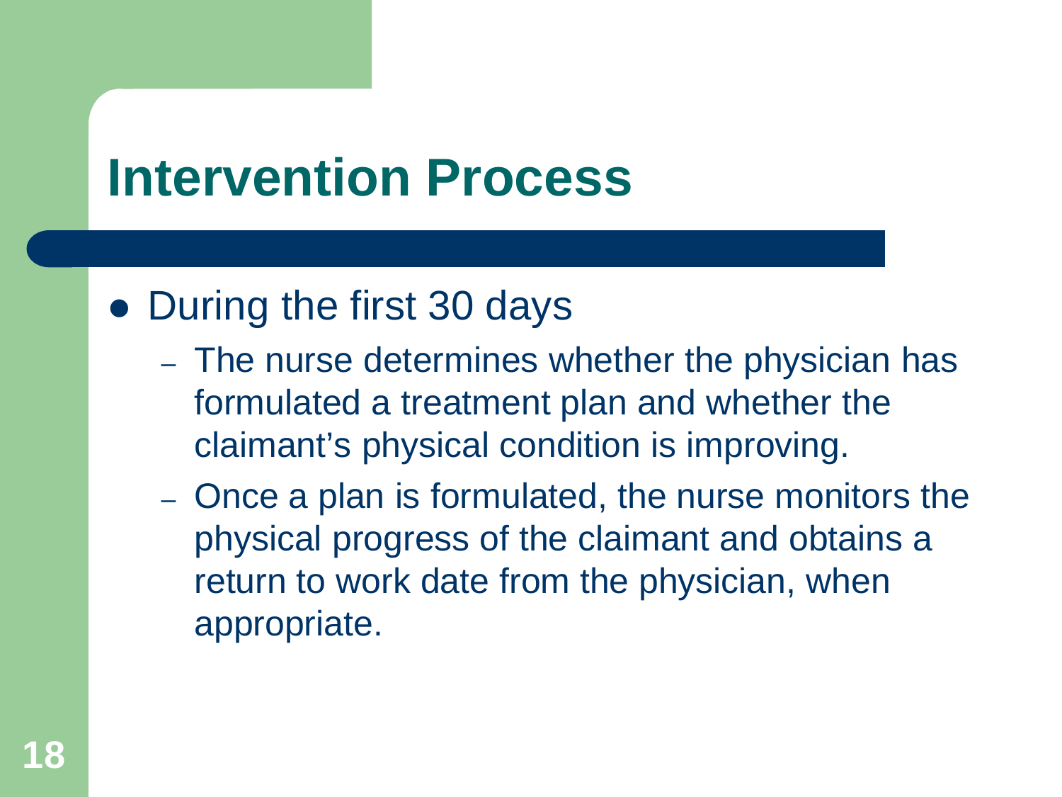# Intervention Process

- During the first 30 days
  - The nurse determines whether the physician has formulated a treatment plan and whether the claimant's physical condition is improving.
  - Once a plan is formulated, the nurse monitors the physical progress of the claimant and obtains a return to work date from the physician, when appropriate.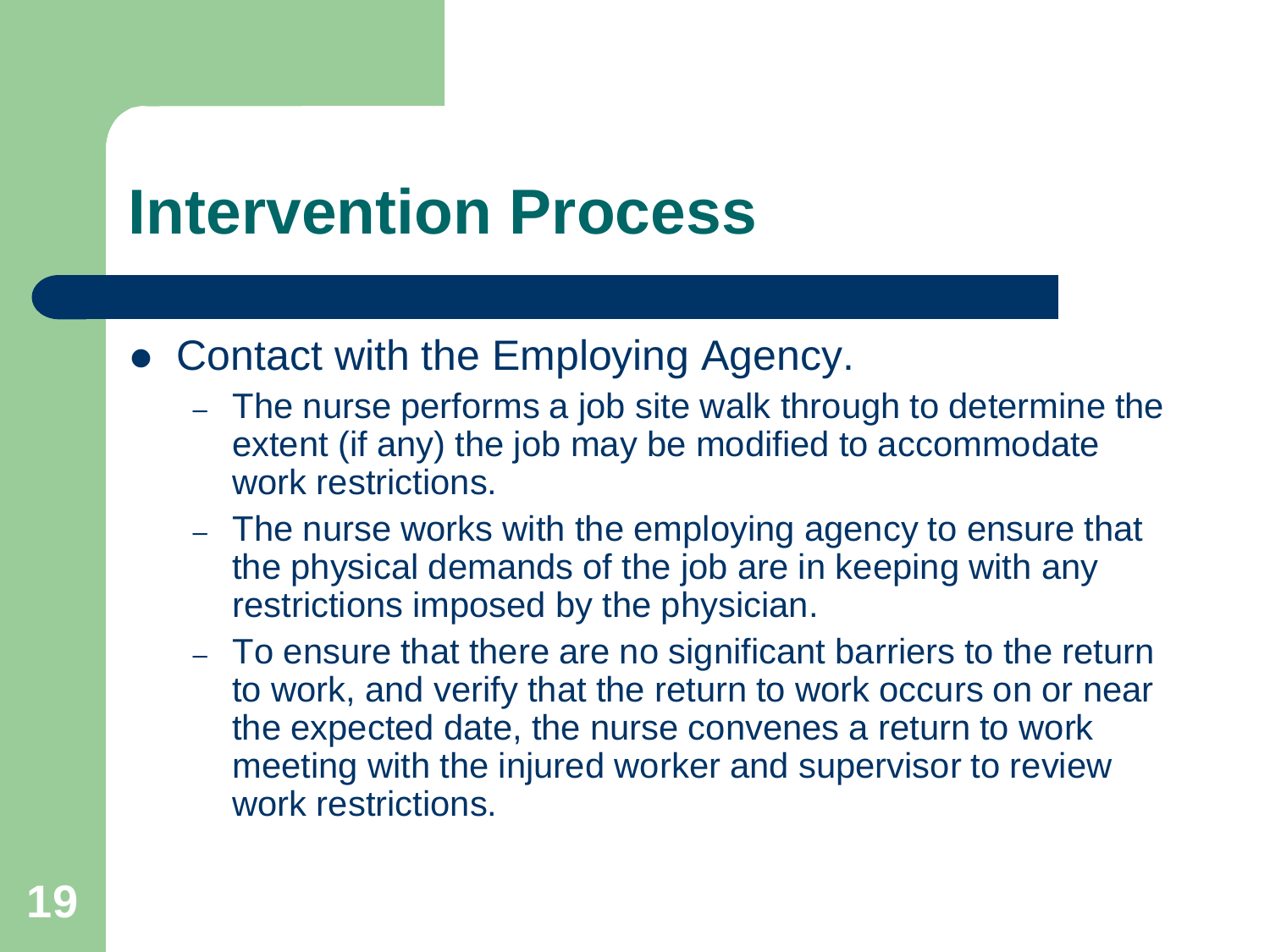# Intervention Process

- Contact with the Employing Agency.
  - The nurse performs a job site walk through to determine the extent (if any) the job may be modified to accommodate work restrictions.
  - The nurse works with the employing agency to ensure that the physical demands of the job are in keeping with any restrictions imposed by the physician.
  - To ensure that there are no significant barriers to the return to work, and verify that the return to work occurs on or near the expected date, the nurse convenes a return to work meeting with the injured worker and supervisor to review work restrictions.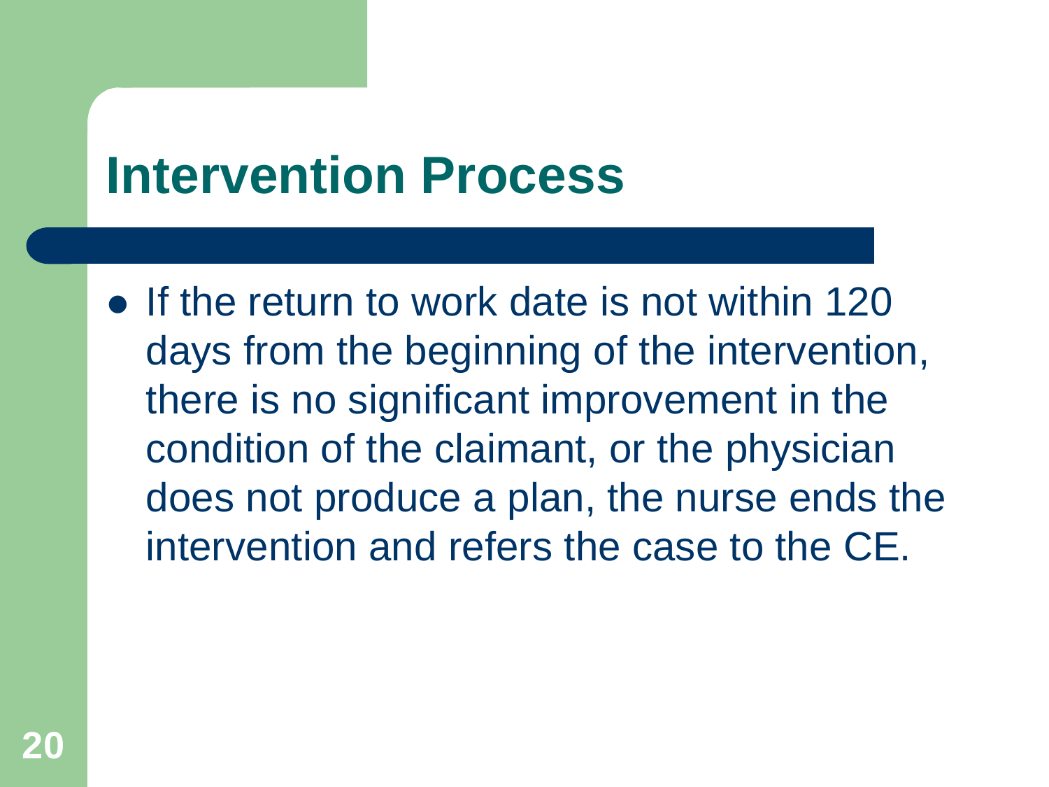# Intervention Process

- If the return to work date is not within 120 days from the beginning of the intervention, there is no significant improvement in the condition of the claimant, or the physician does not produce a plan, the nurse ends the intervention and refers the case to the CE.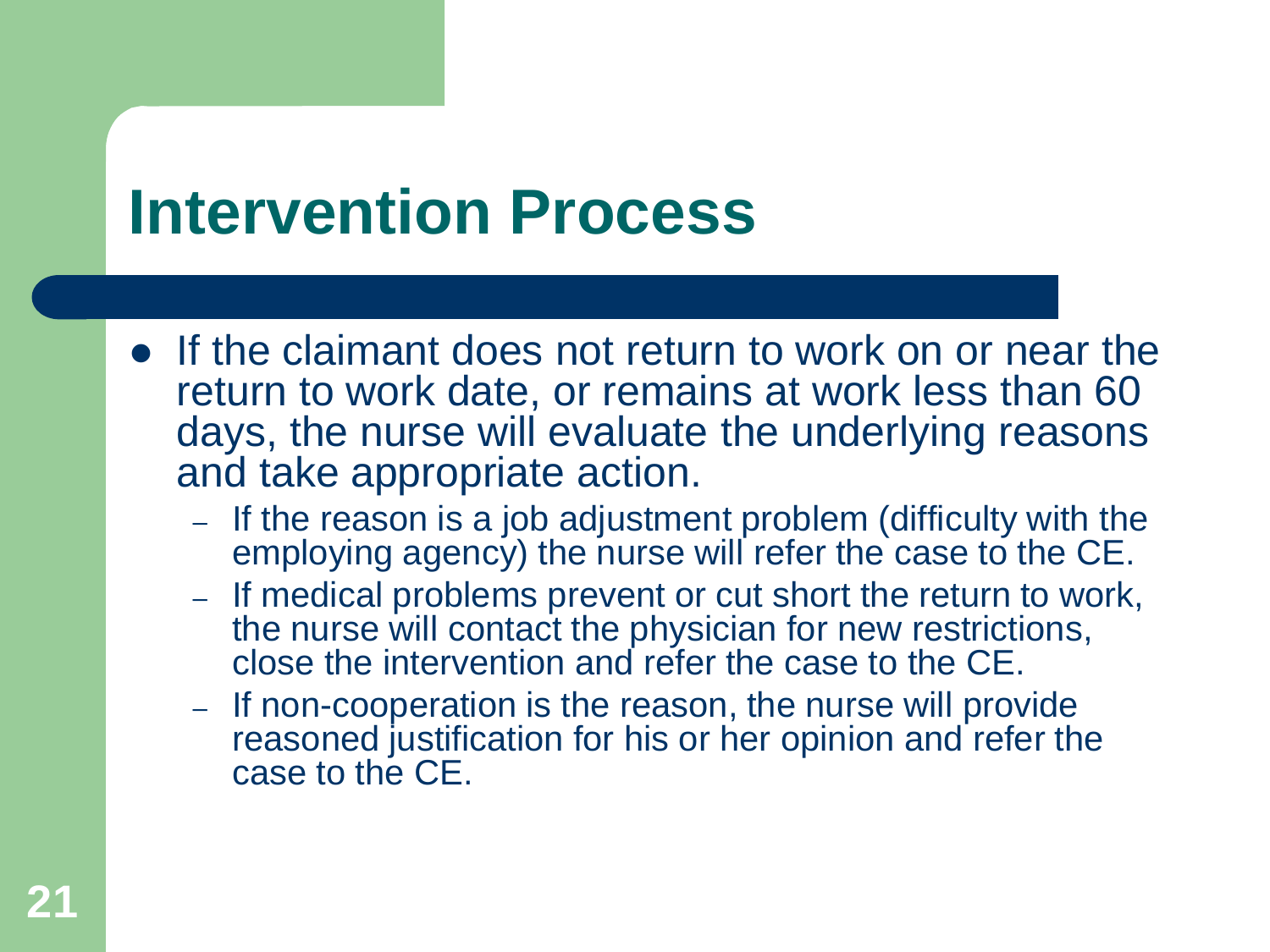# Intervention Process

- If the claimant does not return to work on or near the return to work date, or remains at work less than 60 days, the nurse will evaluate the underlying reasons and take appropriate action.
  - If the reason is a job adjustment problem (difficulty with the employing agency) the nurse will refer the case to the CE.
  - If medical problems prevent or cut short the return to work, the nurse will contact the physician for new restrictions, close the intervention and refer the case to the CE.
  - If non-cooperation is the reason, the nurse will provide reasoned justification for his or her opinion and refer the case to the CE.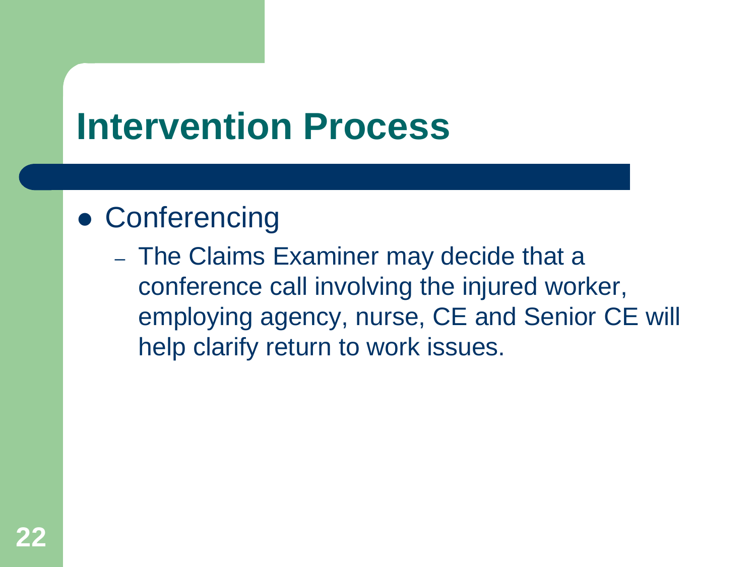# Intervention Process

- Conferencing
  - The Claims Examiner may decide that a conference call involving the injured worker, employing agency, nurse, CE and Senior CE will help clarify return to work issues.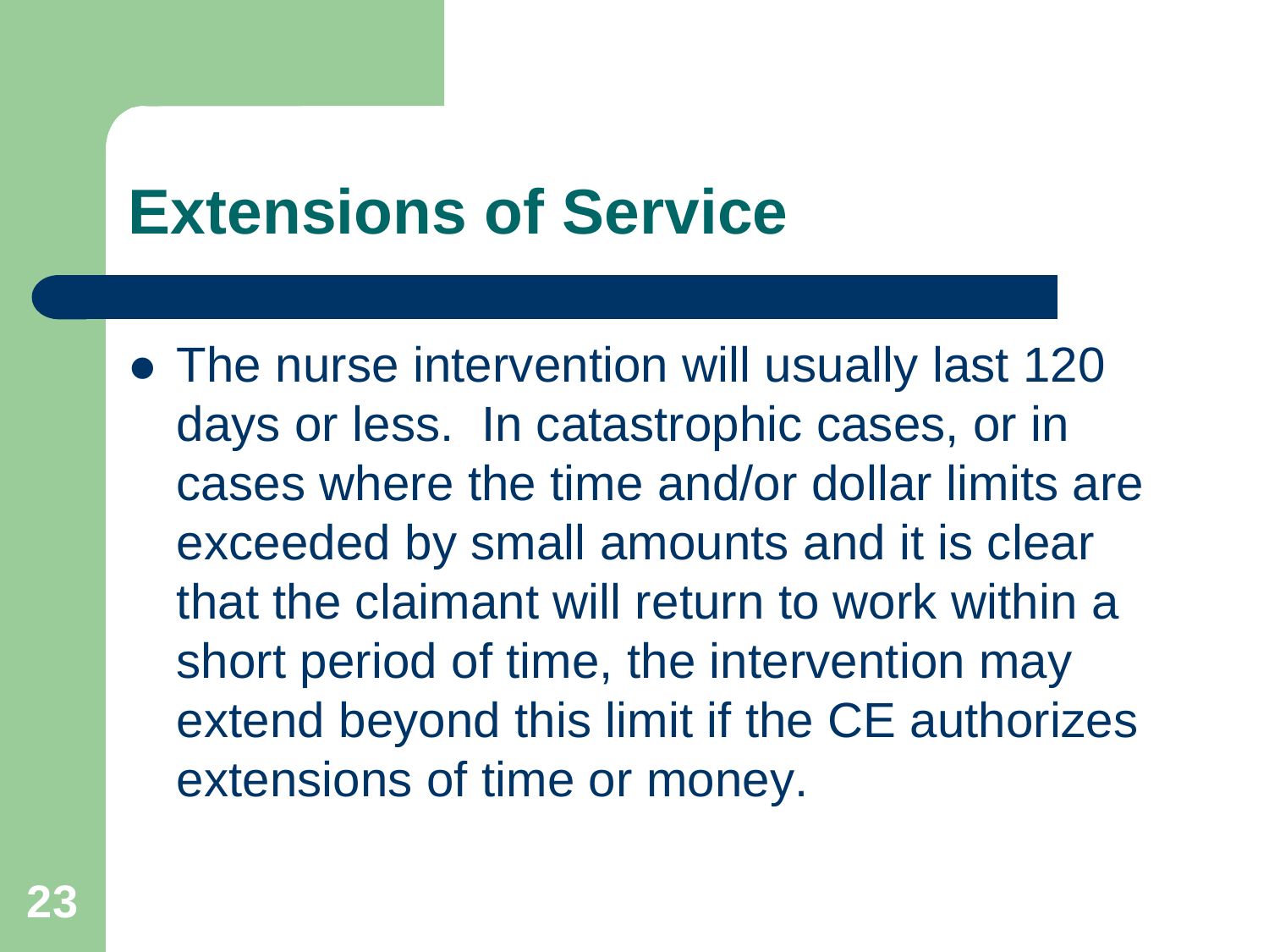# Extensions of Service

- The nurse intervention will usually last 120 days or less. In catastrophic cases, or in cases where the time and/or dollar limits are exceeded by small amounts and it is clear that the claimant will return to work within a short period of time, the intervention may extend beyond this limit if the CE authorizes extensions of time or money.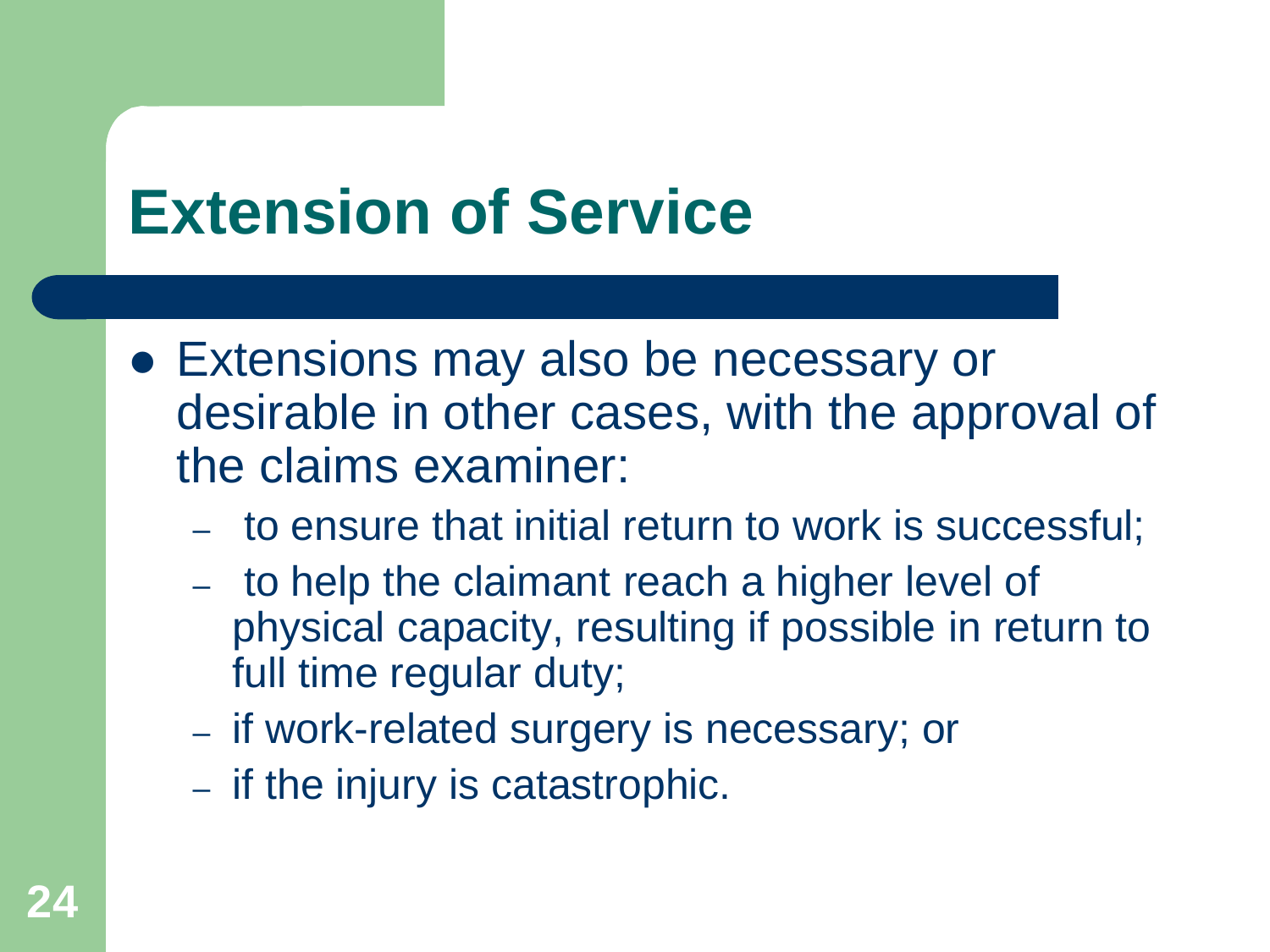# Extension of Service

- Extensions may also be necessary or desirable in other cases, with the approval of the claims examiner:
  - to ensure that initial return to work is successful;
  - to help the claimant reach a higher level of physical capacity, resulting if possible in return to full time regular duty;
  - if work-related surgery is necessary; or
  - if the injury is catastrophic.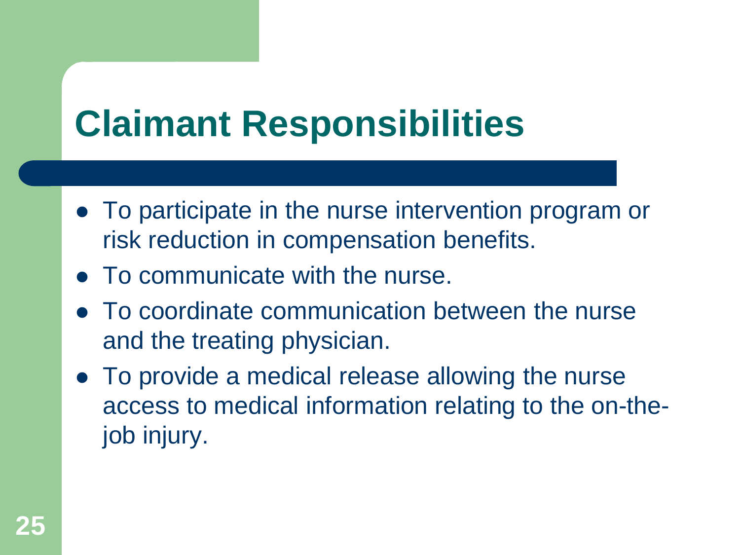# Claimant Responsibilities

- To participate in the nurse intervention program or risk reduction in compensation benefits.
- To communicate with the nurse.
- To coordinate communication between the nurse and the treating physician.
- To provide a medical release allowing the nurse access to medical information relating to the on-the-job injury.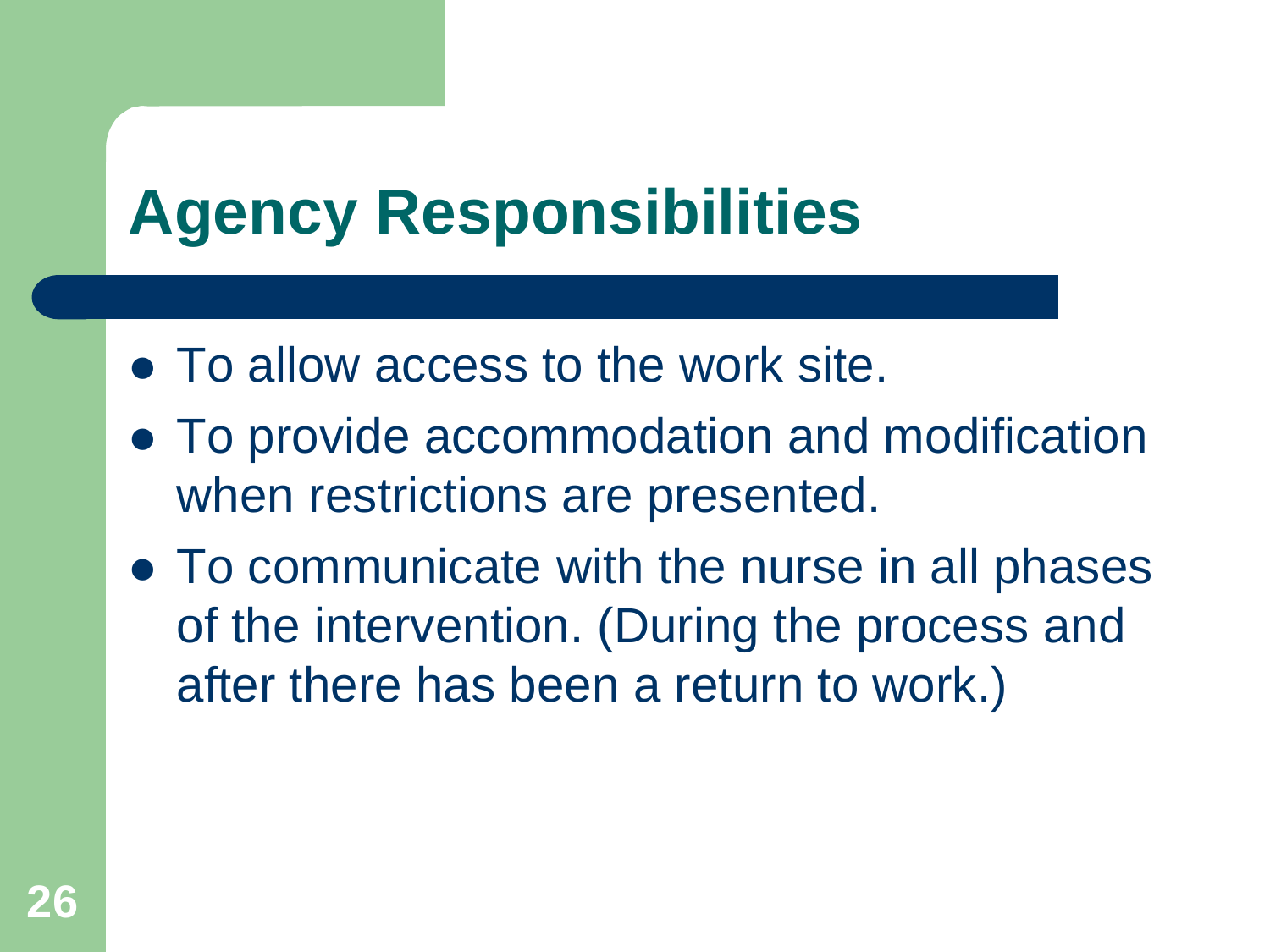# Agency Responsibilities

- To allow access to the work site.
- To provide accommodation and modification when restrictions are presented.
- To communicate with the nurse in all phases of the intervention. (During the process and after there has been a return to work.)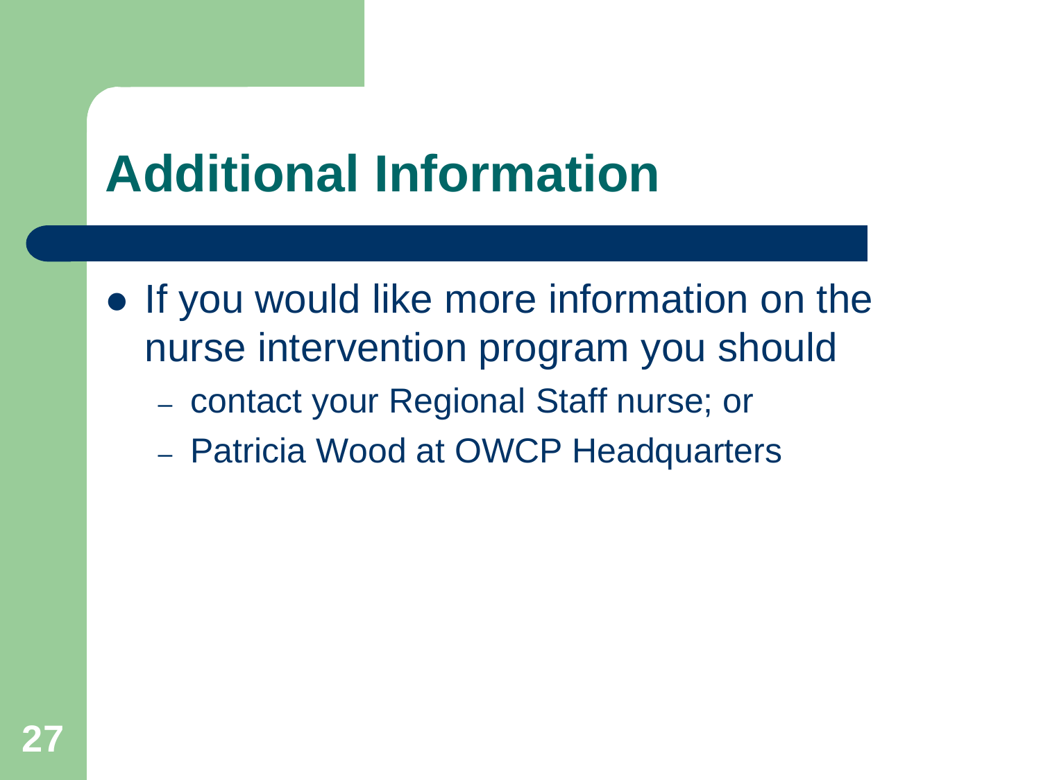# Additional Information

- If you would like more information on the nurse intervention program you should
  - contact your Regional Staff nurse; or
  - Patricia Wood at OWCP Headquarters